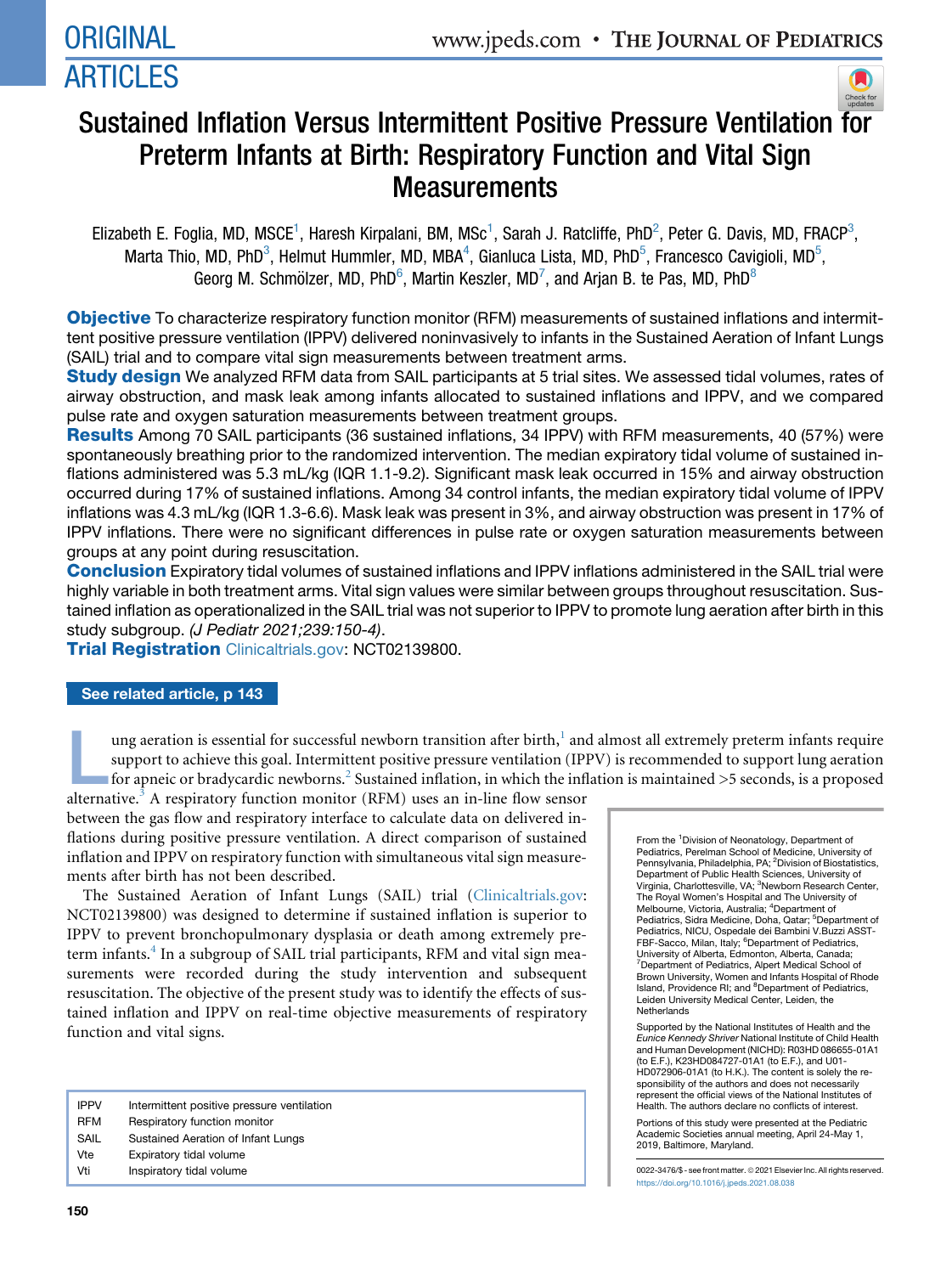ORIGINAL ARTICLES

# Sustained Inflation Versus Intermittent Positive Pressure Ventilation for Preterm Infants at Birth: Respiratory Function and Vital Sign Measurements

Elizabeth E. Foglia, MD, MSCE[1], Haresh Kirpalani, BM, MSc[1], Sarah J. Ratcliffe, PhD[2], Peter G. Davis, MD, FRACP[3], Marta Thio, MD, PhD[3], Helmut Hummler, MD, MBA[4], Gianluca Lista, MD, PhD[5], Francesco Cavigioli, MD[5], Georg M. Schmölzer, MD, PhD[6], Martin Keszler, MD[7], and Arjan B. te Pas, MD, PhD[8]

**Objective** To characterize respiratory function monitor (RFM) measurements of sustained inflations and intermittent positive pressure ventilation (IPPV) delivered noninvasively to infants in the Sustained Aeration of Infant Lungs (SAIL) trial and to compare vital sign measurements between treatment arms.

**Study design** We analyzed RFM data from SAIL participants at 5 trial sites. We assessed tidal volumes, rates of airway obstruction, and mask leak among infants allocated to sustained inflations and IPPV, and we compared pulse rate and oxygen saturation measurements between treatment groups.

**Results** Among 70 SAIL participants (36 sustained inflations, 34 IPPV) with RFM measurements, 40 (57%) were spontaneously breathing prior to the randomized intervention. The median expiratory tidal volume of sustained inflations administered was 5.3 mL/kg (IQR 1.1-9.2). Significant mask leak occurred in 15% and airway obstruction occurred during 17% of sustained inflations. Among 34 control infants, the median expiratory tidal volume of IPPV inflations was 4.3 mL/kg (IQR 1.3-6.6). Mask leak was present in 3%, and airway obstruction was present in 17% of IPPV inflations. There were no significant differences in pulse rate or oxygen saturation measurements between groups at any point during resuscitation.

**Conclusion** Expiratory tidal volumes of sustained inflations and IPPV inflations administered in the SAIL trial were highly variable in both treatment arms. Vital sign values were similar between groups throughout resuscitation. Sustained inflation as operationalized in the SAIL trial was not superior to IPPV to promote lung aeration after birth in this study subgroup. *(J Pediatr 2021;239:150-4)*.

**Trial Registration** Clinicaltrials.gov: NCT02139800.

See related article, p 143

Lung aeration is essential for successful newborn transition after birth,[1] and almost all extremely preterm infants require support to achieve this goal. Intermittent positive pressure ventilation (IPPV) is recommended to support lung aeration for apneic or bradycardic newborns.[2] Sustained inflation, in which the inflation is maintained >5 seconds, is a proposed alternative.[3] A respiratory function monitor (RFM) uses an in-line flow sensor between the gas flow and respiratory interface to calculate data on delivered inflations during positive pressure ventilation. A direct comparison of sustained inflation and IPPV on respiratory function with simultaneous vital sign measurements after birth has not been described.

The Sustained Aeration of Infant Lungs (SAIL) trial (Clinicaltrials.gov: NCT02139800) was designed to determine if sustained inflation is superior to IPPV to prevent bronchopulmonary dysplasia or death among extremely preterm infants.[4] In a subgroup of SAIL trial participants, RFM and vital sign measurements were recorded during the study intervention and subsequent resuscitation. The objective of the present study was to identify the effects of sustained inflation and IPPV on real-time objective measurements of respiratory function and vital signs.

| | |
|---|---|
| IPPV | Intermittent positive pressure ventilation |
| RFM | Respiratory function monitor |
| SAIL | Sustained Aeration of Infant Lungs |
| Vte | Expiratory tidal volume |
| Vti | Inspiratory tidal volume |

From the [1]Division of Neonatology, Department of Pediatrics, Perelman School of Medicine, University of Pennsylvania, Philadelphia, PA; [2]Division of Biostatistics, Department of Public Health Sciences, University of Virginia, Charlottesville, VA; [3]Newborn Research Center, The Royal Women's Hospital and The University of Melbourne, Victoria, Australia; [4]Department of Pediatrics, Sidra Medicine, Doha, Qatar; [5]Department of Pediatrics, NICU, Ospedale dei Bambini V.Buzzi ASST-FBF-Sacco, Milan, Italy; [6]Department of Pediatrics, University of Alberta, Edmonton, Alberta, Canada; [7]Department of Pediatrics, Alpert Medical School of Brown University, Women and Infants Hospital of Rhode Island, Providence RI; and [8]Department of Pediatrics, Leiden University Medical Center, Leiden, the Netherlands

Supported by the National Institutes of Health and the *Eunice Kennedy Shriver* National Institute of Child Health and Human Development (NICHD): R03HD 086655-01A1 (to E.F.), K23HD084727-01A1 (to E.F.), and U01-HD072906-01A1 (to H.K.). The content is solely the responsibility of the authors and does not necessarily represent the official views of the National Institutes of Health. The authors declare no conflicts of interest.

Portions of this study were presented at the Pediatric Academic Societies annual meeting, April 24-May 1, 2019, Baltimore, Maryland.

0022-3476/$ - see front matter. © 2021 Elsevier Inc. All rights reserved.
https://doi.org/10.1016/j.jpeds.2021.08.038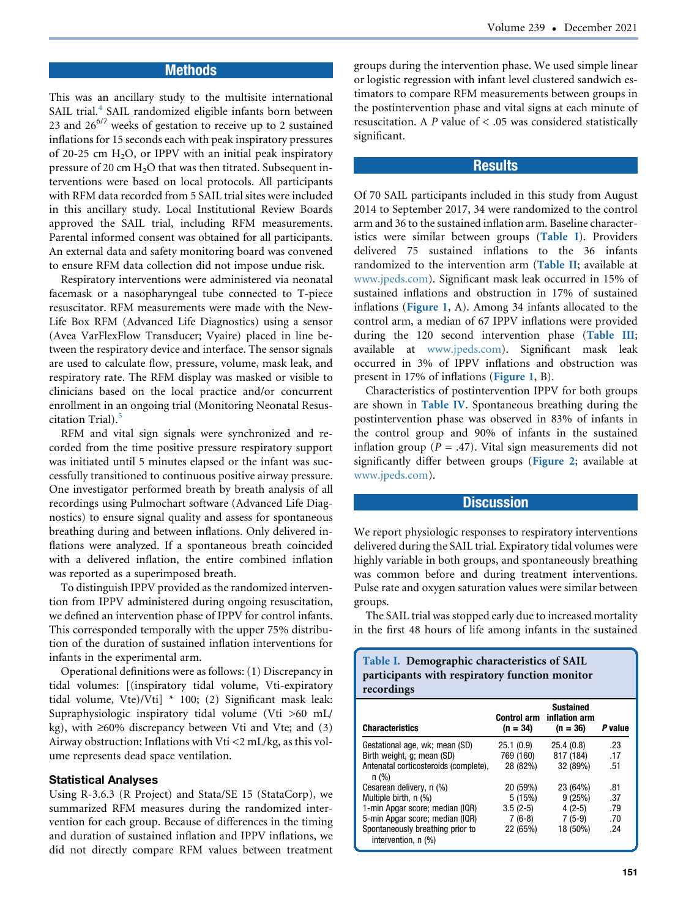## Methods

This was an ancillary study to the multisite international SAIL trial.[4] SAIL randomized eligible infants born between 23 and $26^{6/7}$ weeks of gestation to receive up to 2 sustained inflations for 15 seconds each with peak inspiratory pressures of 20-25 cm $H_2O$, or IPPV with an initial peak inspiratory pressure of 20 cm $H_2O$ that was then titrated. Subsequent interventions were based on local protocols. All participants with RFM data recorded from 5 SAIL trial sites were included in this ancillary study. Local Institutional Review Boards approved the SAIL trial, including RFM measurements. Parental informed consent was obtained for all participants. An external data and safety monitoring board was convened to ensure RFM data collection did not impose undue risk.

Respiratory interventions were administered via neonatal facemask or a nasopharyngeal tube connected to T-piece resuscitator. RFM measurements were made with the New-Life Box RFM (Advanced Life Diagnostics) using a sensor (Avea VarFlexFlow Transducer; Vyaire) placed in line between the respiratory device and interface. The sensor signals are used to calculate flow, pressure, volume, mask leak, and respiratory rate. The RFM display was masked or visible to clinicians based on the local practice and/or concurrent enrollment in an ongoing trial (Monitoring Neonatal Resuscitation Trial).[5]

RFM and vital sign signals were synchronized and recorded from the time positive pressure respiratory support was initiated until 5 minutes elapsed or the infant was successfully transitioned to continuous positive airway pressure. One investigator performed breath by breath analysis of all recordings using Pulmochart software (Advanced Life Diagnostics) to ensure signal quality and assess for spontaneous breathing during and between inflations. Only delivered inflations were analyzed. If a spontaneous breath coincided with a delivered inflation, the entire combined inflation was reported as a superimposed breath.

To distinguish IPPV provided as the randomized intervention from IPPV administered during ongoing resuscitation, we defined an intervention phase of IPPV for control infants. This corresponded temporally with the upper 75% distribution of the duration of sustained inflation interventions for infants in the experimental arm.

Operational definitions were as follows: (1) Discrepancy in tidal volumes: [(inspiratory tidal volume, Vti-expiratory tidal volume, Vte)/Vti] * 100; (2) Significant mask leak: Supraphysiologic inspiratory tidal volume (Vti >60 mL/kg), with ≥60% discrepancy between Vti and Vte; and (3) Airway obstruction: Inflations with Vti <2 mL/kg, as this volume represents dead space ventilation.

### Statistical Analyses

Using R-3.6.3 (R Project) and Stata/SE 15 (StataCorp), we summarized RFM measures during the randomized intervention for each group. Because of differences in the timing and duration of sustained inflation and IPPV inflations, we did not directly compare RFM values between treatment groups during the intervention phase. We used simple linear or logistic regression with infant level clustered sandwich estimators to compare RFM measurements between groups in the postintervention phase and vital signs at each minute of resuscitation. A $P$ value of < .05 was considered statistically significant.

## Results

Of 70 SAIL participants included in this study from August 2014 to September 2017, 34 were randomized to the control arm and 36 to the sustained inflation arm. Baseline characteristics were similar between groups (**Table I**). Providers delivered 75 sustained inflations to the 36 infants randomized to the intervention arm (**Table II**; available at www.jpeds.com). Significant mask leak occurred in 15% of sustained inflations and obstruction in 17% of sustained inflations (**Figure 1**, A). Among 34 infants allocated to the control arm, a median of 67 IPPV inflations were provided during the 120 second intervention phase (**Table III**; available at www.jpeds.com). Significant mask leak occurred in 3% of IPPV inflations and obstruction was present in 17% of inflations (**Figure 1**, B).

Characteristics of postintervention IPPV for both groups are shown in **Table IV**. Spontaneous breathing during the postintervention phase was observed in 83% of infants in the control group and 90% of infants in the sustained inflation group ($P$ = .47). Vital sign measurements did not significantly differ between groups (**Figure 2**; available at www.jpeds.com).

## Discussion

We report physiologic responses to respiratory interventions delivered during the SAIL trial. Expiratory tidal volumes were highly variable in both groups, and spontaneously breathing was common before and during treatment interventions. Pulse rate and oxygen saturation values were similar between groups.

The SAIL trial was stopped early due to increased mortality in the first 48 hours of life among infants in the sustained

**Table I. Demographic characteristics of SAIL participants with respiratory function monitor recordings**

| Characteristics | Control arm (n = 34) | Sustained inflation arm (n = 36) | P value |
|---|---|---|---|
| Gestational age, wk; mean (SD) | 25.1 (0.9) | 25.4 (0.8) | .23 |
| Birth weight, g; mean (SD) | 769 (160) | 817 (184) | .17 |
| Antenatal corticosteroids (complete), n (%) | 28 (82%) | 32 (89%) | .51 |
| Cesarean delivery, n (%) | 20 (59%) | 23 (64%) | .81 |
| Multiple birth, n (%) | 5 (15%) | 9 (25%) | .37 |
| 1-min Apgar score; median (IQR) | 3.5 (2-5) | 4 (2-5) | .79 |
| 5-min Apgar score; median (IQR) | 7 (6-8) | 7 (5-9) | .70 |
| Spontaneously breathing prior to intervention, n (%) | 22 (65%) | 18 (50%) | .24 |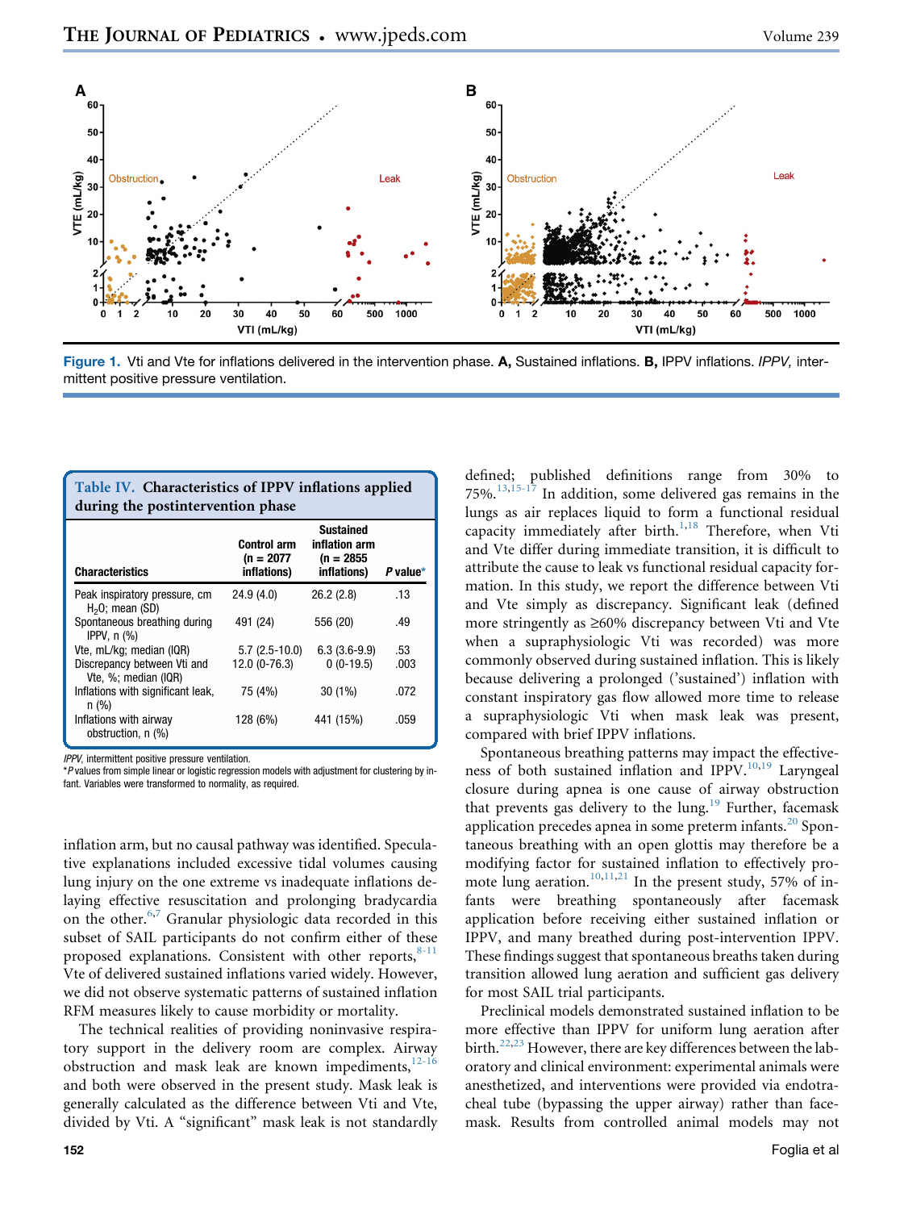Figure 1. Vti and Vte for inflations delivered in the intervention phase. **A**, Sustained inflations. **B**, IPPV inflations. *IPPV*, intermittent positive pressure ventilation.

**Table IV. Characteristics of IPPV inflations applied during the postintervention phase**

| Characteristics | Control arm (n = 2077 inflations) | Sustained inflation arm (n = 2855 inflations) | *P* value* |
|---|---|---|---|
| Peak inspiratory pressure, cm $H_2O$; mean (SD) | 24.9 (4.0) | 26.2 (2.8) | .13 |
| Spontaneous breathing during IPPV, n (%) | 491 (24) | 556 (20) | .49 |
| Vte, mL/kg; median (IQR) | 5.7 (2.5-10.0) | 6.3 (3.6-9.9) | .53 |
| Discrepancy between Vti and Vte, %; median (IQR) | 12.0 (0-76.3) | 0 (0-19.5) | .003 |
| Inflations with significant leak, n (%) | 75 (4%) | 30 (1%) | .072 |
| Inflations with airway obstruction, n (%) | 128 (6%) | 441 (15%) | .059 |

*IPPV*, intermittent positive pressure ventilation.
**P* values from simple linear or logistic regression models with adjustment for clustering by infant. Variables were transformed to normality, as required.

inflation arm, but no causal pathway was identified. Speculative explanations included excessive tidal volumes causing lung injury on the one extreme vs inadequate inflations delaying effective resuscitation and prolonging bradycardia on the other.[6,7] Granular physiologic data recorded in this subset of SAIL participants do not confirm either of these proposed explanations. Consistent with other reports,[8-11] Vte of delivered sustained inflations varied widely. However, we did not observe systematic patterns of sustained inflation RFM measures likely to cause morbidity or mortality.

The technical realities of providing noninvasive respiratory support in the delivery room are complex. Airway obstruction and mask leak are known impediments,[12-16] and both were observed in the present study. Mask leak is generally calculated as the difference between Vti and Vte, divided by Vti. A "significant" mask leak is not standardly defined; published definitions range from 30% to 75%.[13,15-17] In addition, some delivered gas remains in the lungs as air replaces liquid to form a functional residual capacity immediately after birth.[1,18] Therefore, when Vti and Vte differ during immediate transition, it is difficult to attribute the cause to leak vs functional residual capacity formation. In this study, we report the difference between Vti and Vte simply as discrepancy. Significant leak (defined more stringently as ≥60% discrepancy between Vti and Vte when a supraphysiologic Vti was recorded) was more commonly observed during sustained inflation. This is likely because delivering a prolonged ('sustained') inflation with constant inspiratory gas flow allowed more time to release a supraphysiologic Vti when mask leak was present, compared with brief IPPV inflations.

Spontaneous breathing patterns may impact the effectiveness of both sustained inflation and IPPV.[10,19] Laryngeal closure during apnea is one cause of airway obstruction that prevents gas delivery to the lung.[19] Further, facemask application precedes apnea in some preterm infants.[20] Spontaneous breathing with an open glottis may therefore be a modifying factor for sustained inflation to effectively promote lung aeration.[10,11,21] In the present study, 57% of infants were breathing spontaneously after facemask application before receiving either sustained inflation or IPPV, and many breathed during post-intervention IPPV. These findings suggest that spontaneous breaths taken during transition allowed lung aeration and sufficient gas delivery for most SAIL trial participants.

Preclinical models demonstrated sustained inflation to be more effective than IPPV for uniform lung aeration after birth.[22,23] However, there are key differences between the laboratory and clinical environment: experimental animals were anesthetized, and interventions were provided via endotracheal tube (bypassing the upper airway) rather than facemask. Results from controlled animal models may not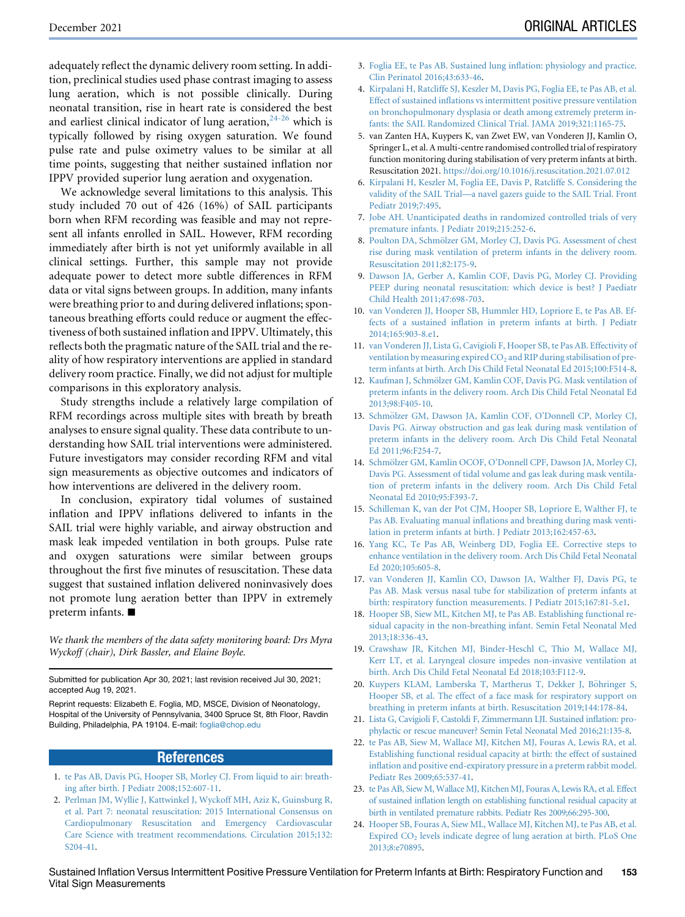adequately reflect the dynamic delivery room setting. In addition, preclinical studies used phase contrast imaging to assess lung aeration, which is not possible clinically. During neonatal transition, rise in heart rate is considered the best and earliest clinical indicator of lung aeration,[24-26] which is typically followed by rising oxygen saturation. We found pulse rate and pulse oximetry values to be similar at all time points, suggesting that neither sustained inflation nor IPPV provided superior lung aeration and oxygenation.

We acknowledge several limitations to this analysis. This study included 70 out of 426 (16%) of SAIL participants born when RFM recording was feasible and may not represent all infants enrolled in SAIL. However, RFM recording immediately after birth is not yet uniformly available in all clinical settings. Further, this sample may not provide adequate power to detect more subtle differences in RFM data or vital signs between groups. In addition, many infants were breathing prior to and during delivered inflations; spontaneous breathing efforts could reduce or augment the effectiveness of both sustained inflation and IPPV. Ultimately, this reflects both the pragmatic nature of the SAIL trial and the reality of how respiratory interventions are applied in standard delivery room practice. Finally, we did not adjust for multiple comparisons in this exploratory analysis.

Study strengths include a relatively large compilation of RFM recordings across multiple sites with breath by breath analyses to ensure signal quality. These data contribute to understanding how SAIL trial interventions were administered. Future investigators may consider recording RFM and vital sign measurements as objective outcomes and indicators of how interventions are delivered in the delivery room.

In conclusion, expiratory tidal volumes of sustained inflation and IPPV inflations delivered to infants in the SAIL trial were highly variable, and airway obstruction and mask leak impeded ventilation in both groups. Pulse rate and oxygen saturations were similar between groups throughout the first five minutes of resuscitation. These data suggest that sustained inflation delivered noninvasively does not promote lung aeration better than IPPV in extremely preterm infants. ■

*We thank the members of the data safety monitoring board: Drs Myra Wyckoff (chair), Dirk Bassler, and Elaine Boyle.*

Submitted for publication Apr 30, 2021; last revision received Jul 30, 2021; accepted Aug 19, 2021.

Reprint requests: Elizabeth E. Foglia, MD, MSCE, Division of Neonatology, Hospital of the University of Pennsylvania, 3400 Spruce St, 8th Floor, Ravdin Building, Philadelphia, PA 19104. E-mail: foglia@chop.edu

## References

1. te Pas AB, Davis PG, Hooper SB, Morley CJ. From liquid to air: breathing after birth. J Pediatr 2008;152:607-11.
2. Perlman JM, Wyllie J, Kattwinkel J, Wyckoff MH, Aziz K, Guinsburg R, et al. Part 7: neonatal resuscitation: 2015 International Consensus on Cardiopulmonary Resuscitation and Emergency Cardiovascular Care Science with treatment recommendations. Circulation 2015;132:S204-41.
3. Foglia EE, te Pas AB. Sustained lung inflation: physiology and practice. Clin Perinatol 2016;43:633-46.
4. Kirpalani H, Ratcliffe SJ, Keszler M, Davis PG, Foglia EE, te Pas AB, et al. Effect of sustained inflations vs intermittent positive pressure ventilation on bronchopulmonary dysplasia or death among extremely preterm infants: the SAIL Randomized Clinical Trial. JAMA 2019;321:1165-75.
5. van Zanten HA, Kuypers K, van Zwet EW, van Vonderen JJ, Kamlin O, Springer L, et al. A multi-centre randomised controlled trial of respiratory function monitoring during stabilisation of very preterm infants at birth. Resuscitation 2021. https://doi.org/10.1016/j.resuscitation.2021.07.012
6. Kirpalani H, Keszler M, Foglia E, Davis P, Ratcliffe S. Considering the validity of the SAIL Trial—a navel gazers guide to the SAIL Trial. Front Pediatr 2019;7:495.
7. Jobe AH. Unanticipated deaths in randomized controlled trials of very premature infants. J Pediatr 2019;215:252-6.
8. Poulton DA, Schmölzer GM, Morley CJ, Davis PG. Assessment of chest rise during mask ventilation of preterm infants in the delivery room. Resuscitation 2011;82:175-9.
9. Dawson JA, Gerber A, Kamlin COF, Davis PG, Morley CJ. Providing PEEP during neonatal resuscitation: which device is best? J Paediatr Child Health 2011;47:698-703.
10. van Vonderen JJ, Hooper SB, Hummler HD, Lopriore E, te Pas AB. Effects of a sustained inflation in preterm infants at birth. J Pediatr 2014;165:903-8.e1.
11. van Vonderen JJ, Lista G, Cavigioli F, Hooper SB, te Pas AB. Effectivity of ventilation by measuring expired $CO_2$ and RIP during stabilisation of preterm infants at birth. Arch Dis Child Fetal Neonatal Ed 2015;100:F514-8.
12. Kaufman J, Schmölzer GM, Kamlin COF, Davis PG. Mask ventilation of preterm infants in the delivery room. Arch Dis Child Fetal Neonatal Ed 2013;98:F405-10.
13. Schmölzer GM, Dawson JA, Kamlin COF, O'Donnell CP, Morley CJ, Davis PG. Airway obstruction and gas leak during mask ventilation of preterm infants in the delivery room. Arch Dis Child Fetal Neonatal Ed 2011;96:F254-7.
14. Schmölzer GM, Kamlin OCOF, O'Donnell CPF, Dawson JA, Morley CJ, Davis PG. Assessment of tidal volume and gas leak during mask ventilation of preterm infants in the delivery room. Arch Dis Child Fetal Neonatal Ed 2010;95:F393-7.
15. Schilleman K, van der Pot CJM, Hooper SB, Lopriore E, Walther FJ, te Pas AB. Evaluating manual inflations and breathing during mask ventilation in preterm infants at birth. J Pediatr 2013;162:457-63.
16. Yang KC, Te Pas AB, Weinberg DD, Foglia EE. Corrective steps to enhance ventilation in the delivery room. Arch Dis Child Fetal Neonatal Ed 2020;105:605-8.
17. van Vonderen JJ, Kamlin CO, Dawson JA, Walther FJ, Davis PG, te Pas AB. Mask versus nasal tube for stabilization of preterm infants at birth: respiratory function measurements. J Pediatr 2015;167:81-5.e1.
18. Hooper SB, Siew ML, Kitchen MJ, te Pas AB. Establishing functional residual capacity in the non-breathing infant. Semin Fetal Neonatal Med 2013;18:336-43.
19. Crawshaw JR, Kitchen MJ, Binder-Heschl C, Thio M, Wallace MJ, Kerr LT, et al. Laryngeal closure impedes non-invasive ventilation at birth. Arch Dis Child Fetal Neonatal Ed 2018;103:F112-9.
20. Kuypers KLAM, Lamberska T, Martherus T, Dekker J, Böhringer S, Hooper SB, et al. The effect of a face mask for respiratory support on breathing in preterm infants at birth. Resuscitation 2019;144:178-84.
21. Lista G, Cavigioli F, Castoldi F, Zimmermann LJI. Sustained inflation: prophylactic or rescue maneuver? Semin Fetal Neonatal Med 2016;21:135-8.
22. te Pas AB, Siew M, Wallace MJ, Kitchen MJ, Fouras A, Lewis RA, et al. Establishing functional residual capacity at birth: the effect of sustained inflation and positive end-expiratory pressure in a preterm rabbit model. Pediatr Res 2009;65:537-41.
23. te Pas AB, Siew M, Wallace MJ, Kitchen MJ, Fouras A, Lewis RA, et al. Effect of sustained inflation length on establishing functional residual capacity at birth in ventilated premature rabbits. Pediatr Res 2009;66:295-300.
24. Hooper SB, Fouras A, Siew ML, Wallace MJ, Kitchen MJ, te Pas AB, et al. Expired $CO_2$ levels indicate degree of lung aeration at birth. PLoS One 2013;8:e70895.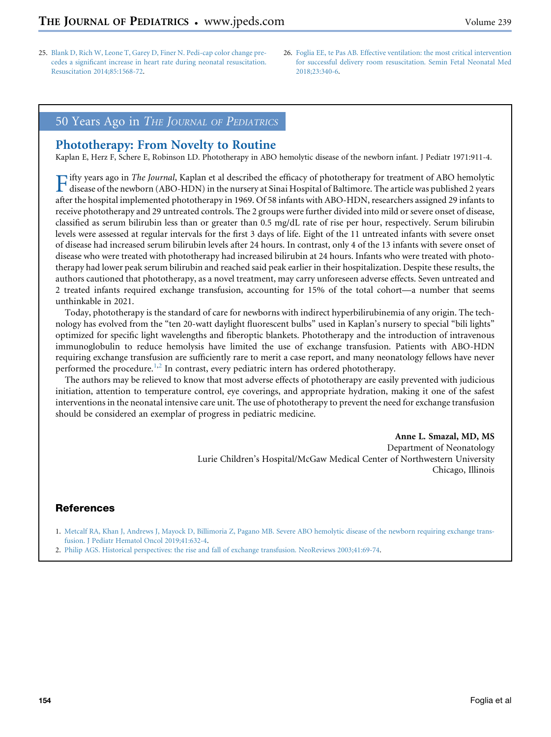25. Blank D, Rich W, Leone T, Garey D, Finer N. Pedi-cap color change precedes a significant increase in heart rate during neonatal resuscitation. Resuscitation 2014;85:1568-72.
26. Foglia EE, te Pas AB. Effective ventilation: the most critical intervention for successful delivery room resuscitation. Semin Fetal Neonatal Med 2018;23:340-6.

## 50 Years Ago in *The Journal of Pediatrics*

### Phototherapy: From Novelty to Routine

Kaplan E, Herz F, Schere E, Robinson LD. Phototherapy in ABO hemolytic disease of the newborn infant. J Pediatr 1971:911-4.

Fifty years ago in *The Journal*, Kaplan et al described the efficacy of phototherapy for treatment of ABO hemolytic disease of the newborn (ABO-HDN) in the nursery at Sinai Hospital of Baltimore. The article was published 2 years after the hospital implemented phototherapy in 1969. Of 58 infants with ABO-HDN, researchers assigned 29 infants to receive phototherapy and 29 untreated controls. The 2 groups were further divided into mild or severe onset of disease, classified as serum bilirubin less than or greater than 0.5 mg/dL rate of rise per hour, respectively. Serum bilirubin levels were assessed at regular intervals for the first 3 days of life. Eight of the 11 untreated infants with severe onset of disease had increased serum bilirubin levels after 24 hours. In contrast, only 4 of the 13 infants with severe onset of disease who were treated with phototherapy had increased bilirubin at 24 hours. Infants who were treated with phototherapy had lower peak serum bilirubin and reached said peak earlier in their hospitalization. Despite these results, the authors cautioned that phototherapy, as a novel treatment, may carry unforeseen adverse effects. Seven untreated and 2 treated infants required exchange transfusion, accounting for 15% of the total cohort—a number that seems unthinkable in 2021.

Today, phototherapy is the standard of care for newborns with indirect hyperbilirubinemia of any origin. The technology has evolved from the "ten 20-watt daylight fluorescent bulbs" used in Kaplan's nursery to special "bili lights" optimized for specific light wavelengths and fiberoptic blankets. Phototherapy and the introduction of intravenous immunoglobulin to reduce hemolysis have limited the use of exchange transfusion. Patients with ABO-HDN requiring exchange transfusion are sufficiently rare to merit a case report, and many neonatology fellows have never performed the procedure.[1,2] In contrast, every pediatric intern has ordered phototherapy.

The authors may be relieved to know that most adverse effects of phototherapy are easily prevented with judicious initiation, attention to temperature control, eye coverings, and appropriate hydration, making it one of the safest interventions in the neonatal intensive care unit. The use of phototherapy to prevent the need for exchange transfusion should be considered an exemplar of progress in pediatric medicine.

**Anne L. Smazal, MD, MS**
Department of Neonatology
Lurie Children's Hospital/McGaw Medical Center of Northwestern University
Chicago, Illinois

### References

1. Metcalf RA, Khan J, Andrews J, Mayock D, Billimoria Z, Pagano MB. Severe ABO hemolytic disease of the newborn requiring exchange transfusion. J Pediatr Hematol Oncol 2019;41:632-4.
2. Philip AGS. Historical perspectives: the rise and fall of exchange transfusion. NeoReviews 2003;41:69-74.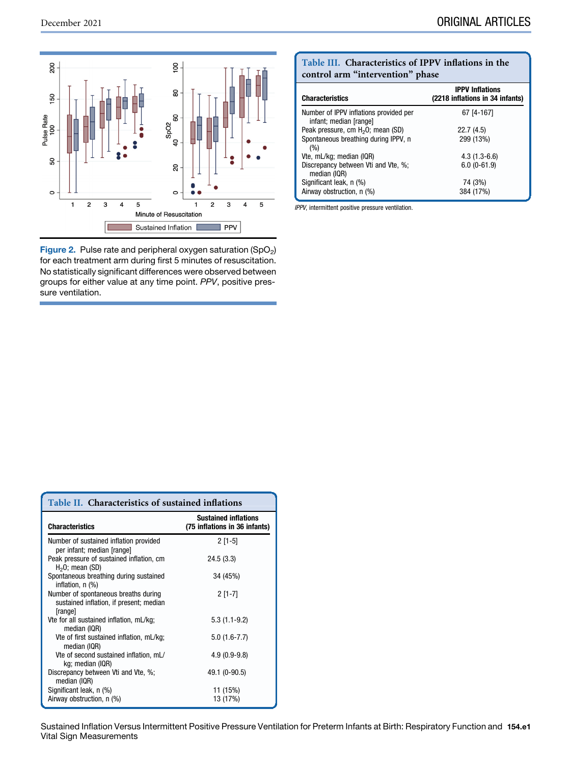Pulse Rate

200

150

100

50

0

SpO2

100

80

60

40

20

0

1 2 3 4 5

1 2 3 4 5

Minute of Resuscitation

Sustained Inflation PPV

**Figure 2.** Pulse rate and peripheral oxygen saturation ($SpO_2$) for each treatment arm during first 5 minutes of resuscitation. No statistically significant differences were observed between groups for either value at any time point. *PPV*, positive pressure ventilation.

**Table II. Characteristics of sustained inflations**

| Characteristics | Sustained inflations (75 inflations in 36 infants) |
|---|---|
| Number of sustained inflation provided per infant; median [range] | 2 [1-5] |
| Peak pressure of sustained inflation, cm $H_2O$; mean (SD) | 24.5 (3.3) |
| Spontaneous breathing during sustained inflation, n (%) | 34 (45%) |
| Number of spontaneous breaths during sustained inflation, if present; median [range] | 2 [1-7] |
| Vte for all sustained inflation, mL/kg; median (IQR) | 5.3 (1.1-9.2) |
| Vte of first sustained inflation, mL/kg; median (IQR) | 5.0 (1.6-7.7) |
| Vte of second sustained inflation, mL/kg; median (IQR) | 4.9 (0.9-9.8) |
| Discrepancy between Vti and Vte, %; median (IQR) | 49.1 (0-90.5) |
| Significant leak, n (%) | 11 (15%) |
| Airway obstruction, n (%) | 13 (17%) |

**Table III. Characteristics of IPPV inflations in the control arm "intervention" phase**

| Characteristics | IPPV Inflations (2218 inflations in 34 infants) |
|---|---|
| Number of IPPV inflations provided per infant; median [range] | 67 [4-167] |
| Peak pressure, cm $H_2O$; mean (SD) | 22.7 (4.5) |
| Spontaneous breathing during IPPV, n (%) | 299 (13%) |
| Vte, mL/kg; median (IQR) | 4.3 (1.3-6.6) |
| Discrepancy between Vti and Vte, %; median (IQR) | 6.0 (0-61.9) |
| Significant leak, n (%) | 74 (3%) |
| Airway obstruction, n (%) | 384 (17%) |

*IPPV*, intermittent positive pressure ventilation.